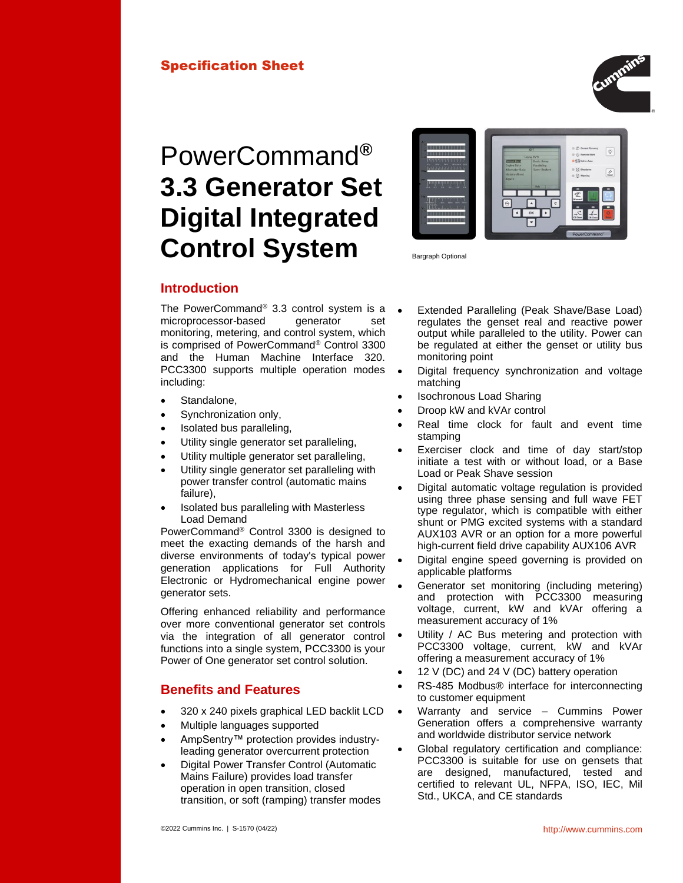**Specification Sheet**

# PowerCommand® **3.3 Generator Set Digital Integrated Control System**

Bargraph Optional

## Introduction

The PowerCommand® 3.3 control system is a microprocessor-based generator set monitoring, metering, and control system, which is comprised of PowerCommand® Control 3300 and the Human Machine Interface 320. PCC3300 supports multiple operation modes including:

- Standalone,
- Synchronization only,
- Isolated bus paralleling,
- Utility single generator set paralleling,
- Utility multiple generator set paralleling,
- Utility single generator set paralleling with power transfer control (automatic mains failure),
- Isolated bus paralleling with Masterless Load Demand

PowerCommand® Control 3300 is designed to meet the exacting demands of the harsh and diverse environments of today's typical power generation applications for Full Authority Electronic or Hydromechanical engine power generator sets.

Offering enhanced reliability and performance over more conventional generator set controls via the integration of all generator control functions into a single system, PCC3300 is your Power of One generator set control solution.

## Benefits and Features

- 320 x 240 pixels graphical LED backlit LCD
- Multiple languages supported
- AmpSentry™ protection provides industry-leading generator overcurrent protection
- Digital Power Transfer Control (Automatic Mains Failure) provides load transfer operation in open transition, closed transition, or soft (ramping) transfer modes
- Extended Paralleling (Peak Shave/Base Load) regulates the genset real and reactive power output while paralleled to the utility. Power can be regulated at either the genset or utility bus monitoring point
- Digital frequency synchronization and voltage matching
- Isochronous Load Sharing
- Droop kW and kVAr control
- Real time clock for fault and event time stamping
- Exerciser clock and time of day start/stop initiate a test with or without load, or a Base Load or Peak Shave session
- Digital automatic voltage regulation is provided using three phase sensing and full wave FET type regulator, which is compatible with either shunt or PMG excited systems with a standard AUX103 AVR or an option for a more powerful high-current field drive capability AUX106 AVR
- Digital engine speed governing is provided on applicable platforms
- Generator set monitoring (including metering) and protection with PCC3300 measuring voltage, current, kW and kVAr offering a measurement accuracy of 1%
- Utility / AC Bus metering and protection with PCC3300 voltage, current, kW and kVAr offering a measurement accuracy of 1%
- 12 V (DC) and 24 V (DC) battery operation
- RS-485 Modbus® interface for interconnecting to customer equipment
- Warranty and service – Cummins Power Generation offers a comprehensive warranty and worldwide distributor service network
- Global regulatory certification and compliance: PCC3300 is suitable for use on gensets that are designed, manufactured, tested and certified to relevant UL, NFPA, ISO, IEC, Mil Std., UKCA, and CE standards

©2022 Cummins Inc. | S-1570 (04/22)

http://www.cummins.com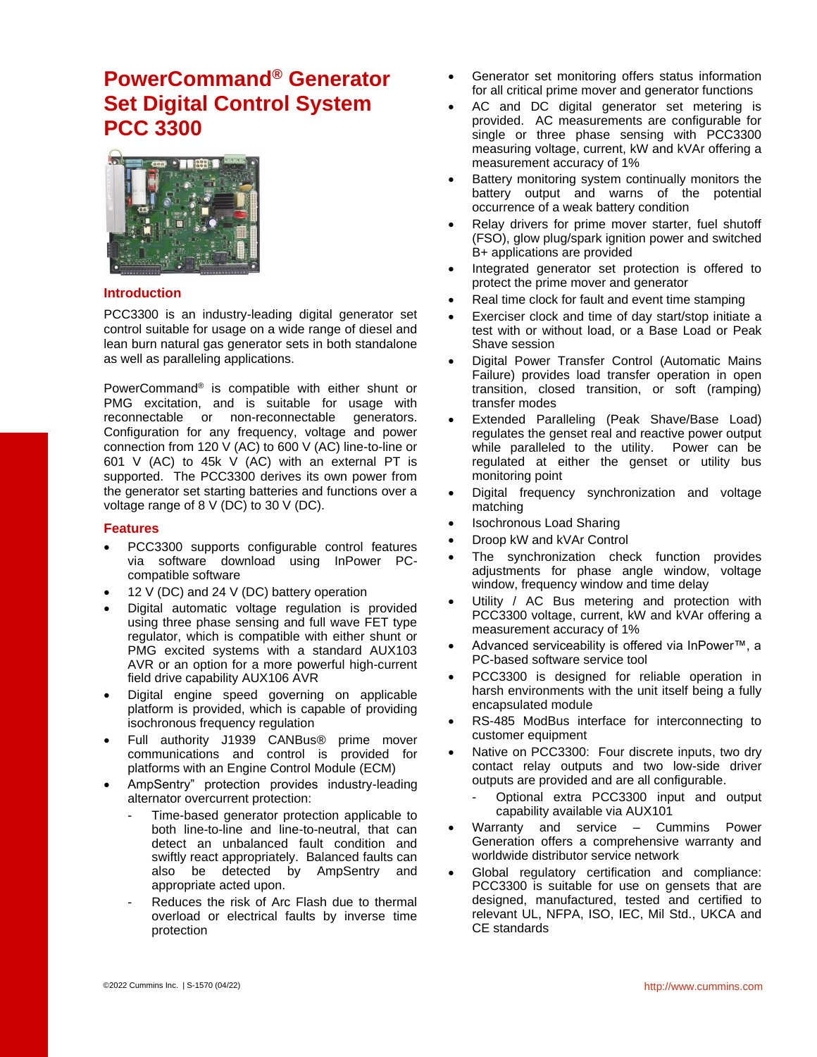# PowerCommand® Generator Set Digital Control System PCC 3300

## Introduction

PCC3300 is an industry-leading digital generator set control suitable for usage on a wide range of diesel and lean burn natural gas generator sets in both standalone as well as paralleling applications.

PowerCommand® is compatible with either shunt or PMG excitation, and is suitable for usage with reconnectable or non-reconnectable generators. Configuration for any frequency, voltage and power connection from 120 V (AC) to 600 V (AC) line-to-line or 601 V (AC) to 45k V (AC) with an external PT is supported. The PCC3300 derives its own power from the generator set starting batteries and functions over a voltage range of 8 V (DC) to 30 V (DC).

## Features

- PCC3300 supports configurable control features via software download using InPower PC-compatible software
- 12 V (DC) and 24 V (DC) battery operation
- Digital automatic voltage regulation is provided using three phase sensing and full wave FET type regulator, which is compatible with either shunt or PMG excited systems with a standard AUX103 AVR or an option for a more powerful high-current field drive capability AUX106 AVR
- Digital engine speed governing on applicable platform is provided, which is capable of providing isochronous frequency regulation
- Full authority J1939 CANBus® prime mover communications and control is provided for platforms with an Engine Control Module (ECM)
- AmpSentry" protection provides industry-leading alternator overcurrent protection:
  - Time-based generator protection applicable to both line-to-line and line-to-neutral, that can detect an unbalanced fault condition and swiftly react appropriately. Balanced faults can also be detected by AmpSentry and appropriate acted upon.
  - Reduces the risk of Arc Flash due to thermal overload or electrical faults by inverse time protection
- Generator set monitoring offers status information for all critical prime mover and generator functions
- AC and DC digital generator set metering is provided. AC measurements are configurable for single or three phase sensing with PCC3300 measuring voltage, current, kW and kVAr offering a measurement accuracy of 1%
- Battery monitoring system continually monitors the battery output and warns of the potential occurrence of a weak battery condition
- Relay drivers for prime mover starter, fuel shutoff (FSO), glow plug/spark ignition power and switched B+ applications are provided
- Integrated generator set protection is offered to protect the prime mover and generator
- Real time clock for fault and event time stamping
- Exerciser clock and time of day start/stop initiate a test with or without load, or a Base Load or Peak Shave session
- Digital Power Transfer Control (Automatic Mains Failure) provides load transfer operation in open transition, closed transition, or soft (ramping) transfer modes
- Extended Paralleling (Peak Shave/Base Load) regulates the genset real and reactive power output while paralleled to the utility. Power can be regulated at either the genset or utility bus monitoring point
- Digital frequency synchronization and voltage matching
- Isochronous Load Sharing
- Droop kW and kVAr Control
- The synchronization check function provides adjustments for phase angle window, voltage window, frequency window and time delay
- Utility / AC Bus metering and protection with PCC3300 voltage, current, kW and kVAr offering a measurement accuracy of 1%
- Advanced serviceability is offered via InPower™, a PC-based software service tool
- PCC3300 is designed for reliable operation in harsh environments with the unit itself being a fully encapsulated module
- RS-485 ModBus interface for interconnecting to customer equipment
- Native on PCC3300: Four discrete inputs, two dry contact relay outputs and two low-side driver outputs are provided and are all configurable.
  - Optional extra PCC3300 input and output capability available via AUX101
- Warranty and service – Cummins Power Generation offers a comprehensive warranty and worldwide distributor service network
- Global regulatory certification and compliance: PCC3300 is suitable for use on gensets that are designed, manufactured, tested and certified to relevant UL, NFPA, ISO, IEC, Mil Std., UKCA and CE standards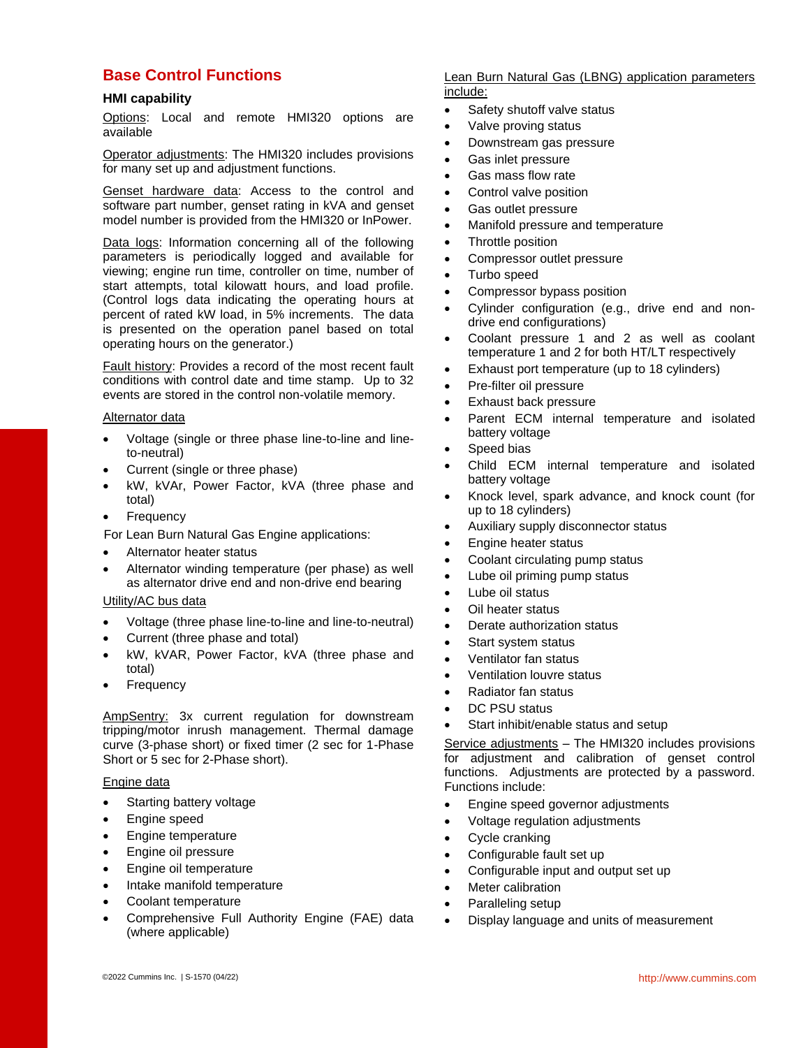## Base Control Functions

### HMI capability

Options: Local and remote HMI320 options are available

Operator adjustments: The HMI320 includes provisions for many set up and adjustment functions.

Genset hardware data: Access to the control and software part number, genset rating in kVA and genset model number is provided from the HMI320 or InPower.

Data logs: Information concerning all of the following parameters is periodically logged and available for viewing; engine run time, controller on time, number of start attempts, total kilowatt hours, and load profile. (Control logs data indicating the operating hours at percent of rated kW load, in 5% increments. The data is presented on the operation panel based on total operating hours on the generator.)

Fault history: Provides a record of the most recent fault conditions with control date and time stamp. Up to 32 events are stored in the control non-volatile memory.

Alternator data

- Voltage (single or three phase line-to-line and line-to-neutral)
- Current (single or three phase)
- kW, kVAr, Power Factor, kVA (three phase and total)
- Frequency

For Lean Burn Natural Gas Engine applications:

- Alternator heater status
- Alternator winding temperature (per phase) as well as alternator drive end and non-drive end bearing

Utility/AC bus data

- Voltage (three phase line-to-line and line-to-neutral)
- Current (three phase and total)
- kW, kVAR, Power Factor, kVA (three phase and total)
- Frequency

AmpSentry: 3x current regulation for downstream tripping/motor inrush management. Thermal damage curve (3-phase short) or fixed timer (2 sec for 1-Phase Short or 5 sec for 2-Phase short).

Engine data

- Starting battery voltage
- Engine speed
- Engine temperature
- Engine oil pressure
- Engine oil temperature
- Intake manifold temperature
- Coolant temperature
- Comprehensive Full Authority Engine (FAE) data (where applicable)

Lean Burn Natural Gas (LBNG) application parameters include:

- Safety shutoff valve status
- Valve proving status
- Downstream gas pressure
- Gas inlet pressure
- Gas mass flow rate
- Control valve position
- Gas outlet pressure
- Manifold pressure and temperature
- Throttle position
- Compressor outlet pressure
- Turbo speed
- Compressor bypass position
- Cylinder configuration (e.g., drive end and non-drive end configurations)
- Coolant pressure 1 and 2 as well as coolant temperature 1 and 2 for both HT/LT respectively
- Exhaust port temperature (up to 18 cylinders)
- Pre-filter oil pressure
- Exhaust back pressure
- Parent ECM internal temperature and isolated battery voltage
- Speed bias
- Child ECM internal temperature and isolated battery voltage
- Knock level, spark advance, and knock count (for up to 18 cylinders)
- Auxiliary supply disconnector status
- Engine heater status
- Coolant circulating pump status
- Lube oil priming pump status
- Lube oil status
- Oil heater status
- Derate authorization status
- Start system status
- Ventilator fan status
- Ventilation louvre status
- Radiator fan status
- DC PSU status
- Start inhibit/enable status and setup

Service adjustments – The HMI320 includes provisions for adjustment and calibration of genset control functions. Adjustments are protected by a password. Functions include:

- Engine speed governor adjustments
- Voltage regulation adjustments
- Cycle cranking
- Configurable fault set up
- Configurable input and output set up
- Meter calibration
- Paralleling setup
- Display language and units of measurement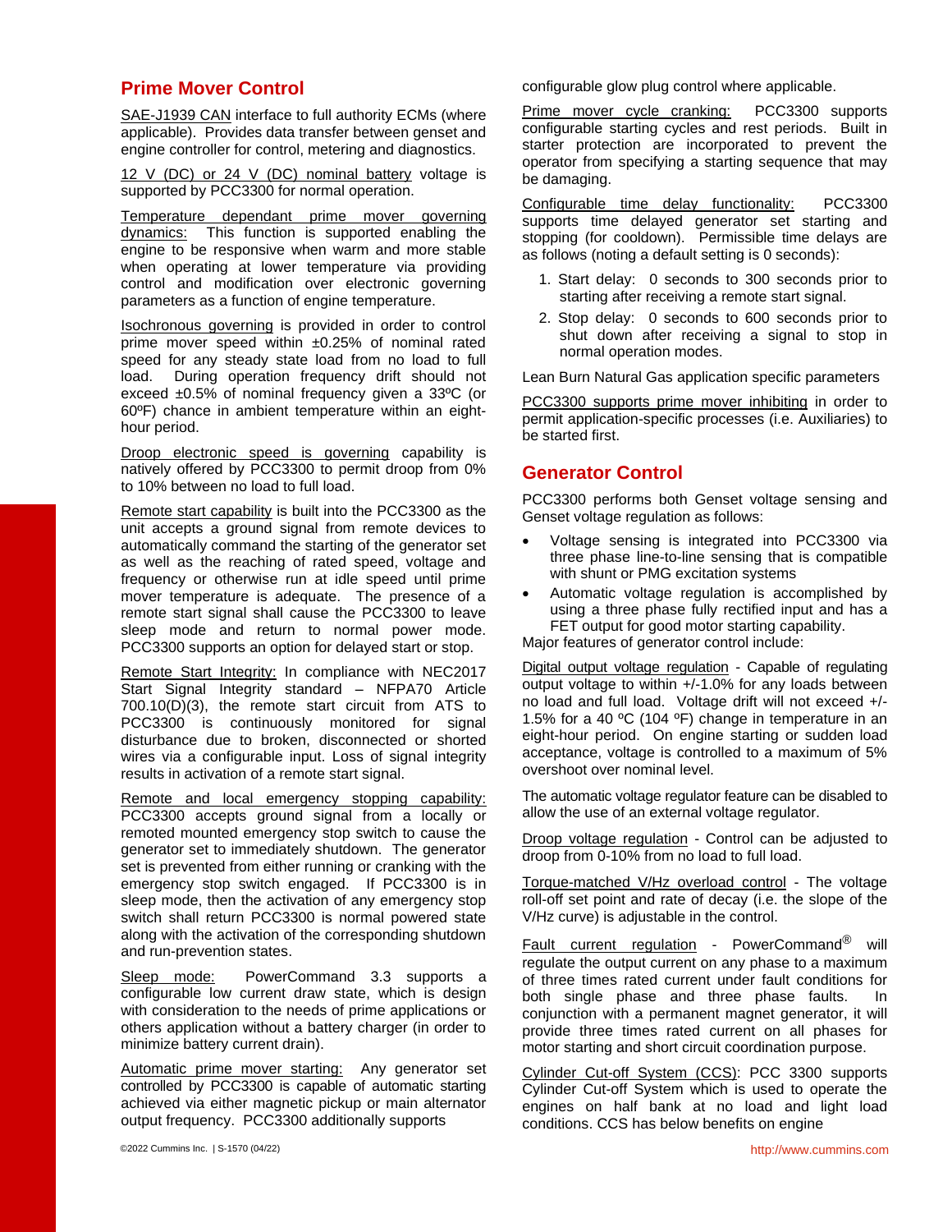## Prime Mover Control

SAE-J1939 CAN interface to full authority ECMs (where applicable). Provides data transfer between genset and engine controller for control, metering and diagnostics.

12 V (DC) or 24 V (DC) nominal battery voltage is supported by PCC3300 for normal operation.

Temperature dependant prime mover governing dynamics: This function is supported enabling the engine to be responsive when warm and more stable when operating at lower temperature via providing control and modification over electronic governing parameters as a function of engine temperature.

Isochronous governing is provided in order to control prime mover speed within ±0.25% of nominal rated speed for any steady state load from no load to full load. During operation frequency drift should not exceed ±0.5% of nominal frequency given a 33ºC (or 60ºF) chance in ambient temperature within an eight-hour period.

Droop electronic speed is governing capability is natively offered by PCC3300 to permit droop from 0% to 10% between no load to full load.

Remote start capability is built into the PCC3300 as the unit accepts a ground signal from remote devices to automatically command the starting of the generator set as well as the reaching of rated speed, voltage and frequency or otherwise run at idle speed until prime mover temperature is adequate. The presence of a remote start signal shall cause the PCC3300 to leave sleep mode and return to normal power mode. PCC3300 supports an option for delayed start or stop.

Remote Start Integrity: In compliance with NEC2017 Start Signal Integrity standard – NFPA70 Article 700.10(D)(3), the remote start circuit from ATS to PCC3300 is continuously monitored for signal disturbance due to broken, disconnected or shorted wires via a configurable input. Loss of signal integrity results in activation of a remote start signal.

Remote and local emergency stopping capability: PCC3300 accepts ground signal from a locally or remoted mounted emergency stop switch to cause the generator set to immediately shutdown. The generator set is prevented from either running or cranking with the emergency stop switch engaged. If PCC3300 is in sleep mode, then the activation of any emergency stop switch shall return PCC3300 is normal powered state along with the activation of the corresponding shutdown and run-prevention states.

Sleep mode: PowerCommand 3.3 supports a configurable low current draw state, which is design with consideration to the needs of prime applications or others application without a battery charger (in order to minimize battery current drain).

Automatic prime mover starting: Any generator set controlled by PCC3300 is capable of automatic starting achieved via either magnetic pickup or main alternator output frequency. PCC3300 additionally supports configurable glow plug control where applicable.

Prime mover cycle cranking: PCC3300 supports configurable starting cycles and rest periods. Built in starter protection are incorporated to prevent the operator from specifying a starting sequence that may be damaging.

Configurable time delay functionality: PCC3300 supports time delayed generator set starting and stopping (for cooldown). Permissible time delays are as follows (noting a default setting is 0 seconds):

1. Start delay: 0 seconds to 300 seconds prior to starting after receiving a remote start signal.
2. Stop delay: 0 seconds to 600 seconds prior to shut down after receiving a signal to stop in normal operation modes.

Lean Burn Natural Gas application specific parameters

PCC3300 supports prime mover inhibiting in order to permit application-specific processes (i.e. Auxiliaries) to be started first.

## Generator Control

PCC3300 performs both Genset voltage sensing and Genset voltage regulation as follows:

- Voltage sensing is integrated into PCC3300 via three phase line-to-line sensing that is compatible with shunt or PMG excitation systems
- Automatic voltage regulation is accomplished by using a three phase fully rectified input and has a FET output for good motor starting capability.

Major features of generator control include:

Digital output voltage regulation - Capable of regulating output voltage to within +/-1.0% for any loads between no load and full load. Voltage drift will not exceed +/- 1.5% for a 40 ºC (104 ºF) change in temperature in an eight-hour period. On engine starting or sudden load acceptance, voltage is controlled to a maximum of 5% overshoot over nominal level.

The automatic voltage regulator feature can be disabled to allow the use of an external voltage regulator.

Droop voltage regulation - Control can be adjusted to droop from 0-10% from no load to full load.

Torque-matched V/Hz overload control - The voltage roll-off set point and rate of decay (i.e. the slope of the V/Hz curve) is adjustable in the control.

Fault current regulation - PowerCommand® will regulate the output current on any phase to a maximum of three times rated current under fault conditions for both single phase and three phase faults. In conjunction with a permanent magnet generator, it will provide three times rated current on all phases for motor starting and short circuit coordination purpose.

Cylinder Cut-off System (CCS): PCC 3300 supports Cylinder Cut-off System which is used to operate the engines on half bank at no load and light load conditions. CCS has below benefits on engine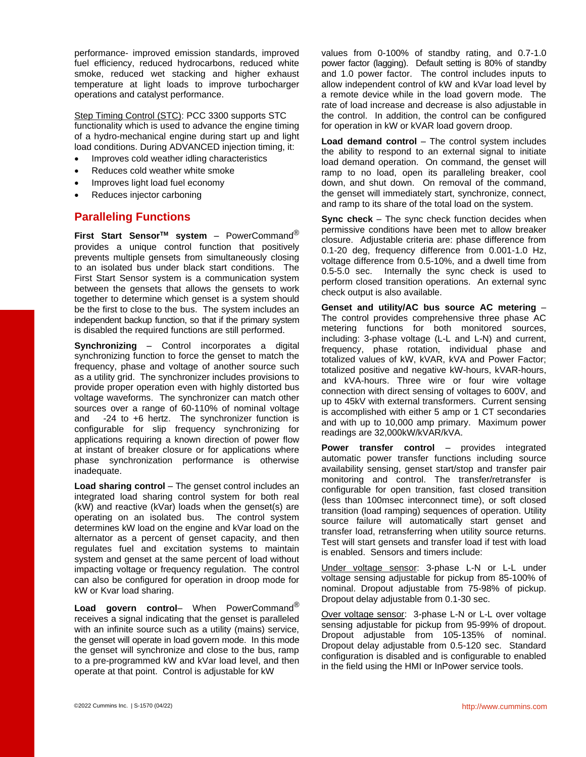performance- improved emission standards, improved fuel efficiency, reduced hydrocarbons, reduced white smoke, reduced wet stacking and higher exhaust temperature at light loads to improve turbocharger operations and catalyst performance.

Step Timing Control (STC): PCC 3300 supports STC functionality which is used to advance the engine timing of a hydro-mechanical engine during start up and light load conditions. During ADVANCED injection timing, it:

- Improves cold weather idling characteristics
- Reduces cold weather white smoke
- Improves light load fuel economy
- Reduces injector carboning

## Paralleling Functions

**First Start Sensor™ system** – PowerCommand® provides a unique control function that positively prevents multiple gensets from simultaneously closing to an isolated bus under black start conditions. The First Start Sensor system is a communication system between the gensets that allows the gensets to work together to determine which genset is a system should be the first to close to the bus. The system includes an independent backup function, so that if the primary system is disabled the required functions are still performed.

**Synchronizing** – Control incorporates a digital synchronizing function to force the genset to match the frequency, phase and voltage of another source such as a utility grid. The synchronizer includes provisions to provide proper operation even with highly distorted bus voltage waveforms. The synchronizer can match other sources over a range of 60-110% of nominal voltage and -24 to +6 hertz. The synchronizer function is configurable for slip frequency synchronizing for applications requiring a known direction of power flow at instant of breaker closure or for applications where phase synchronization performance is otherwise inadequate.

**Load sharing control** – The genset control includes an integrated load sharing control system for both real (kW) and reactive (kVar) loads when the genset(s) are operating on an isolated bus. The control system determines kW load on the engine and kVar load on the alternator as a percent of genset capacity, and then regulates fuel and excitation systems to maintain system and genset at the same percent of load without impacting voltage or frequency regulation. The control can also be configured for operation in droop mode for kW or Kvar load sharing.

**Load govern control**– When PowerCommand® receives a signal indicating that the genset is paralleled with an infinite source such as a utility (mains) service, the genset will operate in load govern mode. In this mode the genset will synchronize and close to the bus, ramp to a pre-programmed kW and kVar load level, and then operate at that point. Control is adjustable for kW values from 0-100% of standby rating, and 0.7-1.0 power factor (lagging). Default setting is 80% of standby and 1.0 power factor. The control includes inputs to allow independent control of kW and kVar load level by a remote device while in the load govern mode. The rate of load increase and decrease is also adjustable in the control. In addition, the control can be configured for operation in kW or kVAR load govern droop.

**Load demand control** – The control system includes the ability to respond to an external signal to initiate load demand operation. On command, the genset will ramp to no load, open its paralleling breaker, cool down, and shut down. On removal of the command, the genset will immediately start, synchronize, connect, and ramp to its share of the total load on the system.

**Sync check** – The sync check function decides when permissive conditions have been met to allow breaker closure. Adjustable criteria are: phase difference from 0.1-20 deg, frequency difference from 0.001-1.0 Hz, voltage difference from 0.5-10%, and a dwell time from 0.5-5.0 sec. Internally the sync check is used to perform closed transition operations. An external sync check output is also available.

**Genset and utility/AC bus source AC metering** – The control provides comprehensive three phase AC metering functions for both monitored sources, including: 3-phase voltage (L-L and L-N) and current, frequency, phase rotation, individual phase and totalized values of kW, kVAR, kVA and Power Factor; totalized positive and negative kW-hours, kVAR-hours, and kVA-hours. Three wire or four wire voltage connection with direct sensing of voltages to 600V, and up to 45kV with external transformers. Current sensing is accomplished with either 5 amp or 1 CT secondaries and with up to 10,000 amp primary. Maximum power readings are 32,000kW/kVAR/kVA.

**Power transfer control** – provides integrated automatic power transfer functions including source availability sensing, genset start/stop and transfer pair monitoring and control. The transfer/retransfer is configurable for open transition, fast closed transition (less than 100msec interconnect time), or soft closed transition (load ramping) sequences of operation. Utility source failure will automatically start genset and transfer load, retransferring when utility source returns. Test will start gensets and transfer load if test with load is enabled. Sensors and timers include:

Under voltage sensor: 3-phase L-N or L-L under voltage sensing adjustable for pickup from 85-100% of nominal. Dropout adjustable from 75-98% of pickup. Dropout delay adjustable from 0.1-30 sec.

Over voltage sensor: 3-phase L-N or L-L over voltage sensing adjustable for pickup from 95-99% of dropout. Dropout adjustable from 105-135% of nominal. Dropout delay adjustable from 0.5-120 sec. Standard configuration is disabled and is configurable to enabled in the field using the HMI or InPower service tools.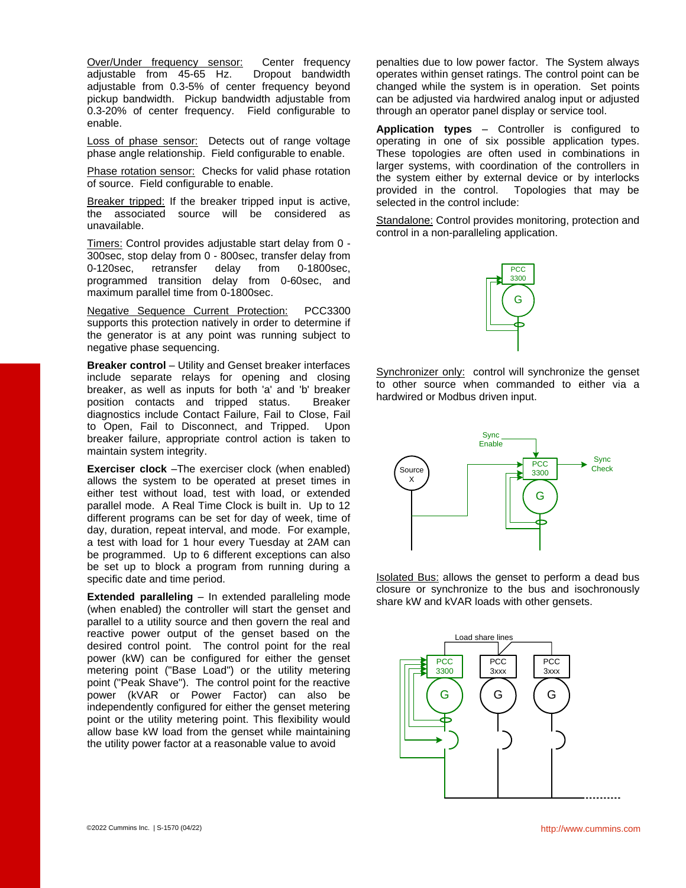Over/Under frequency sensor: Center frequency adjustable from 45-65 Hz. Dropout bandwidth adjustable from 0.3-5% of center frequency beyond pickup bandwidth. Pickup bandwidth adjustable from 0.3-20% of center frequency. Field configurable to enable.

Loss of phase sensor: Detects out of range voltage phase angle relationship. Field configurable to enable.

Phase rotation sensor: Checks for valid phase rotation of source. Field configurable to enable.

Breaker tripped: If the breaker tripped input is active, the associated source will be considered as unavailable.

Timers: Control provides adjustable start delay from 0 - 300sec, stop delay from 0 - 800sec, transfer delay from 0-120sec, retransfer delay from 0-1800sec, programmed transition delay from 0-60sec, and maximum parallel time from 0-1800sec.

Negative Sequence Current Protection: PCC3300 supports this protection natively in order to determine if the generator is at any point was running subject to negative phase sequencing.

**Breaker control** – Utility and Genset breaker interfaces include separate relays for opening and closing breaker, as well as inputs for both 'a' and 'b' breaker position contacts and tripped status. Breaker diagnostics include Contact Failure, Fail to Close, Fail to Open, Fail to Disconnect, and Tripped. Upon breaker failure, appropriate control action is taken to maintain system integrity.

**Exerciser clock** –The exerciser clock (when enabled) allows the system to be operated at preset times in either test without load, test with load, or extended parallel mode. A Real Time Clock is built in. Up to 12 different programs can be set for day of week, time of day, duration, repeat interval, and mode. For example, a test with load for 1 hour every Tuesday at 2AM can be programmed. Up to 6 different exceptions can also be set up to block a program from running during a specific date and time period.

**Extended paralleling** – In extended paralleling mode (when enabled) the controller will start the genset and parallel to a utility source and then govern the real and reactive power output of the genset based on the desired control point. The control point for the real power (kW) can be configured for either the genset metering point ("Base Load") or the utility metering point ("Peak Shave"). The control point for the reactive power (kVAR or Power Factor) can also be independently configured for either the genset metering point or the utility metering point. This flexibility would allow base kW load from the genset while maintaining the utility power factor at a reasonable value to avoid penalties due to low power factor. The System always operates within genset ratings. The control point can be changed while the system is in operation. Set points can be adjusted via hardwired analog input or adjusted through an operator panel display or service tool.

**Application types** – Controller is configured to operating in one of six possible application types. These topologies are often used in combinations in larger systems, with coordination of the controllers in the system either by external device or by interlocks provided in the control. Topologies that may be selected in the control include:

Standalone: Control provides monitoring, protection and control in a non-paralleling application.

Synchronizer only: control will synchronize the genset to other source when commanded to either via a hardwired or Modbus driven input.

Isolated Bus: allows the genset to perform a dead bus closure or synchronize to the bus and isochronously share kW and kVAR loads with other gensets.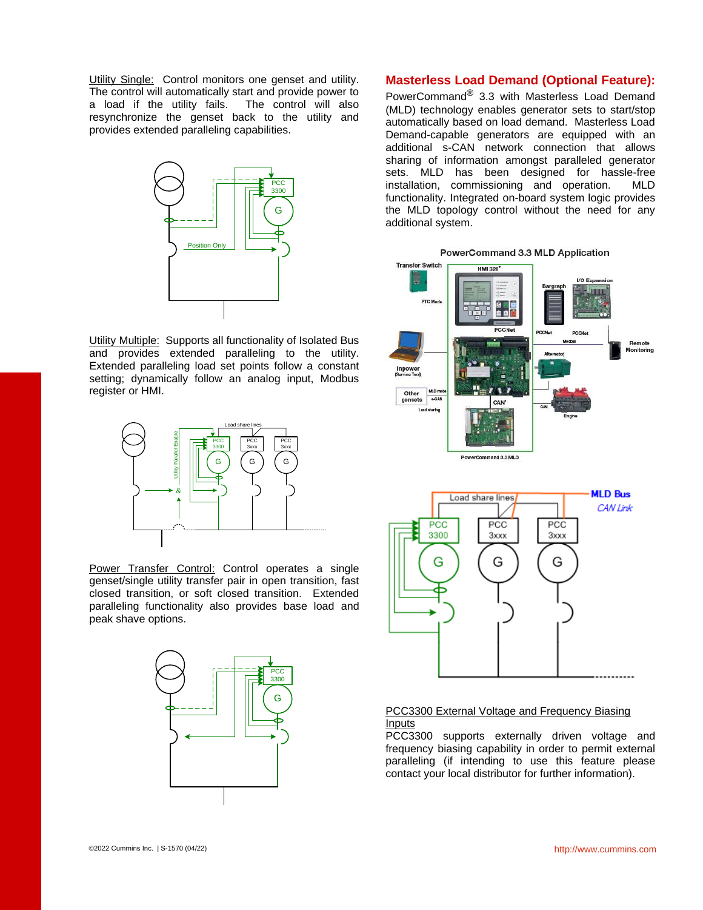Utility Single: Control monitors one genset and utility. The control will automatically start and provide power to a load if the utility fails. The control will also resynchronize the genset back to the utility and provides extended paralleling capabilities.

Utility Multiple: Supports all functionality of Isolated Bus and provides extended paralleling to the utility. Extended paralleling load set points follow a constant setting; dynamically follow an analog input, Modbus register or HMI.

Power Transfer Control: Control operates a single genset/single utility transfer pair in open transition, fast closed transition, or soft closed transition. Extended paralleling functionality also provides base load and peak shave options.

## Masterless Load Demand (Optional Feature):

PowerCommand® 3.3 with Masterless Load Demand (MLD) technology enables generator sets to start/stop automatically based on load demand. Masterless Load Demand-capable generators are equipped with an additional s-CAN network connection that allows sharing of information amongst paralleled generator sets. MLD has been designed for hassle-free installation, commissioning and operation. MLD functionality. Integrated on-board system logic provides the MLD topology control without the need for any additional system.

PowerCommand 3.3 MLD Application

PCC3300 External Voltage and Frequency Biasing Inputs

PCC3300 supports externally driven voltage and frequency biasing capability in order to permit external paralleling (if intending to use this feature please contact your local distributor for further information).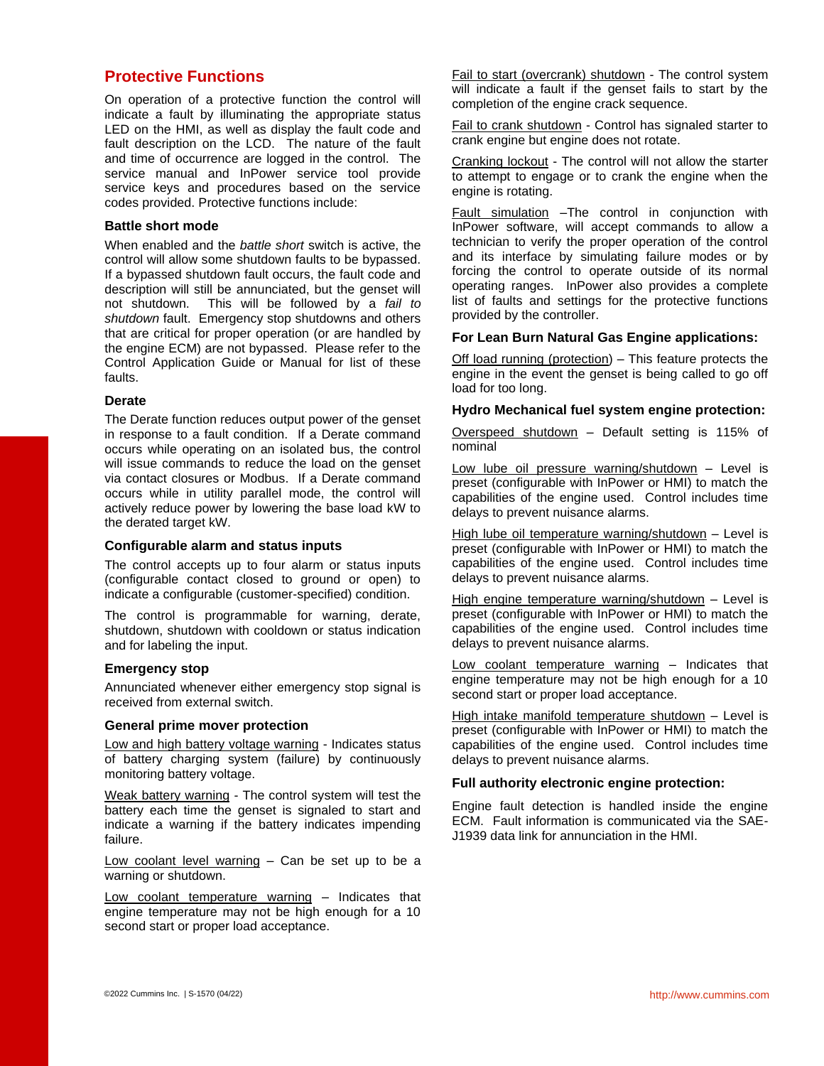## Protective Functions

On operation of a protective function the control will indicate a fault by illuminating the appropriate status LED on the HMI, as well as display the fault code and fault description on the LCD. The nature of the fault and time of occurrence are logged in the control. The service manual and InPower service tool provide service keys and procedures based on the service codes provided. Protective functions include:

### Battle short mode

When enabled and the *battle short* switch is active, the control will allow some shutdown faults to be bypassed. If a bypassed shutdown fault occurs, the fault code and description will still be annunciated, but the genset will not shutdown. This will be followed by a *fail to shutdown* fault. Emergency stop shutdowns and others that are critical for proper operation (or are handled by the engine ECM) are not bypassed. Please refer to the Control Application Guide or Manual for list of these faults.

### Derate

The Derate function reduces output power of the genset in response to a fault condition. If a Derate command occurs while operating on an isolated bus, the control will issue commands to reduce the load on the genset via contact closures or Modbus. If a Derate command occurs while in utility parallel mode, the control will actively reduce power by lowering the base load kW to the derated target kW.

### Configurable alarm and status inputs

The control accepts up to four alarm or status inputs (configurable contact closed to ground or open) to indicate a configurable (customer-specified) condition.

The control is programmable for warning, derate, shutdown, shutdown with cooldown or status indication and for labeling the input.

### Emergency stop

Annunciated whenever either emergency stop signal is received from external switch.

### General prime mover protection

Low and high battery voltage warning - Indicates status of battery charging system (failure) by continuously monitoring battery voltage.

Weak battery warning - The control system will test the battery each time the genset is signaled to start and indicate a warning if the battery indicates impending failure.

Low coolant level warning – Can be set up to be a warning or shutdown.

Low coolant temperature warning – Indicates that engine temperature may not be high enough for a 10 second start or proper load acceptance.

Fail to start (overcrank) shutdown - The control system will indicate a fault if the genset fails to start by the completion of the engine crack sequence.

Fail to crank shutdown - Control has signaled starter to crank engine but engine does not rotate.

Cranking lockout - The control will not allow the starter to attempt to engage or to crank the engine when the engine is rotating.

Fault simulation –The control in conjunction with InPower software, will accept commands to allow a technician to verify the proper operation of the control and its interface by simulating failure modes or by forcing the control to operate outside of its normal operating ranges. InPower also provides a complete list of faults and settings for the protective functions provided by the controller.

### For Lean Burn Natural Gas Engine applications:

Off load running (protection) – This feature protects the engine in the event the genset is being called to go off load for too long.

### Hydro Mechanical fuel system engine protection:

Overspeed shutdown – Default setting is 115% of nominal

Low lube oil pressure warning/shutdown – Level is preset (configurable with InPower or HMI) to match the capabilities of the engine used. Control includes time delays to prevent nuisance alarms.

High lube oil temperature warning/shutdown – Level is preset (configurable with InPower or HMI) to match the capabilities of the engine used. Control includes time delays to prevent nuisance alarms.

High engine temperature warning/shutdown – Level is preset (configurable with InPower or HMI) to match the capabilities of the engine used. Control includes time delays to prevent nuisance alarms.

Low coolant temperature warning – Indicates that engine temperature may not be high enough for a 10 second start or proper load acceptance.

High intake manifold temperature shutdown – Level is preset (configurable with InPower or HMI) to match the capabilities of the engine used. Control includes time delays to prevent nuisance alarms.

### Full authority electronic engine protection:

Engine fault detection is handled inside the engine ECM. Fault information is communicated via the SAE-J1939 data link for annunciation in the HMI.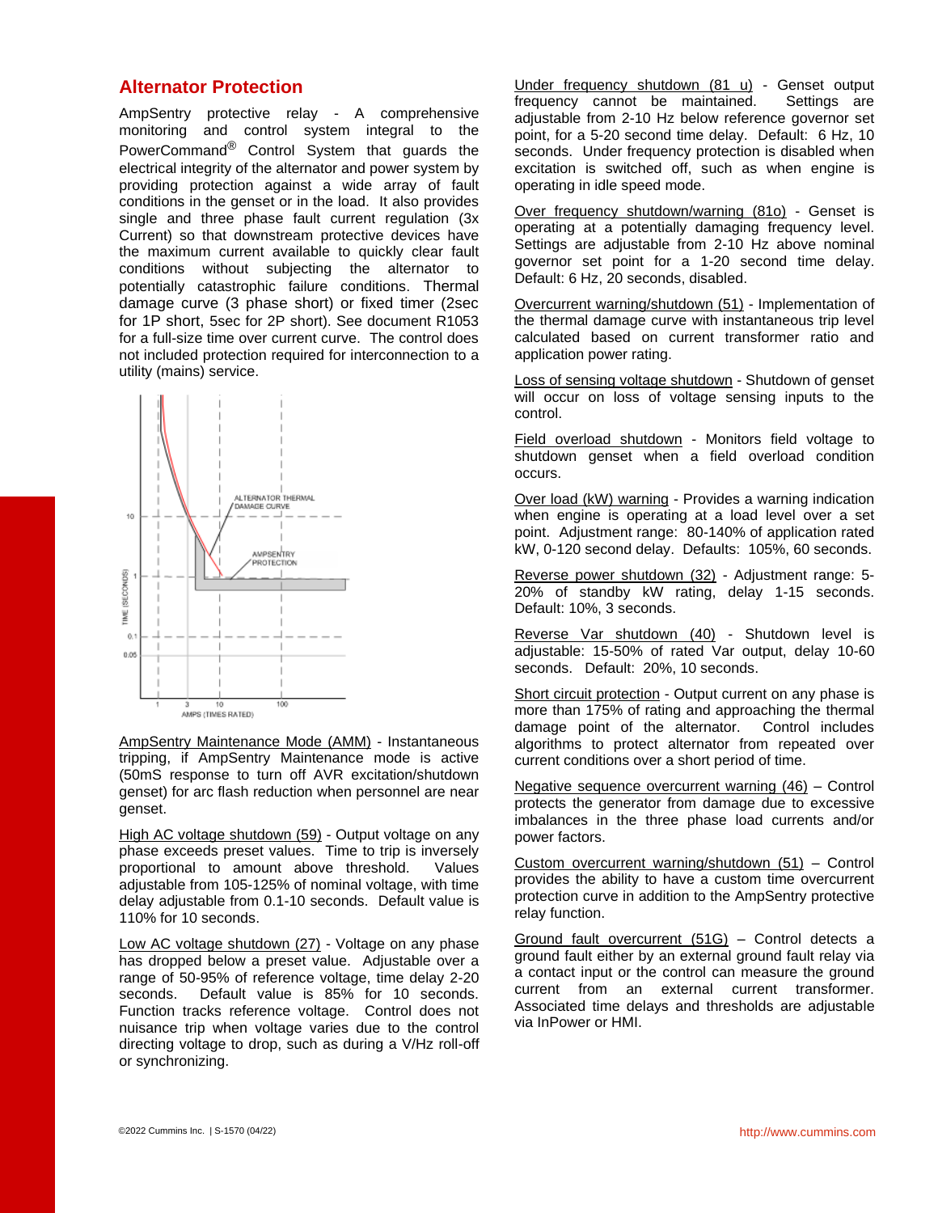## Alternator Protection

AmpSentry protective relay - A comprehensive monitoring and control system integral to the PowerCommand® Control System that guards the electrical integrity of the alternator and power system by providing protection against a wide array of fault conditions in the genset or in the load. It also provides single and three phase fault current regulation (3x Current) so that downstream protective devices have the maximum current available to quickly clear fault conditions without subjecting the alternator to potentially catastrophic failure conditions. Thermal damage curve (3 phase short) or fixed timer (2sec for 1P short, 5sec for 2P short). See document R1053 for a full-size time over current curve. The control does not included protection required for interconnection to a utility (mains) service.

AmpSentry Maintenance Mode (AMM) - Instantaneous tripping, if AmpSentry Maintenance mode is active (50mS response to turn off AVR excitation/shutdown genset) for arc flash reduction when personnel are near genset.

High AC voltage shutdown (59) - Output voltage on any phase exceeds preset values. Time to trip is inversely proportional to amount above threshold. Values adjustable from 105-125% of nominal voltage, with time delay adjustable from 0.1-10 seconds. Default value is 110% for 10 seconds.

Low AC voltage shutdown (27) - Voltage on any phase has dropped below a preset value. Adjustable over a range of 50-95% of reference voltage, time delay 2-20 seconds. Default value is 85% for 10 seconds. Function tracks reference voltage. Control does not nuisance trip when voltage varies due to the control directing voltage to drop, such as during a V/Hz roll-off or synchronizing.

Under frequency shutdown (81 u) - Genset output frequency cannot be maintained. Settings are adjustable from 2-10 Hz below reference governor set point, for a 5-20 second time delay. Default: 6 Hz, 10 seconds. Under frequency protection is disabled when excitation is switched off, such as when engine is operating in idle speed mode.

Over frequency shutdown/warning (81o) - Genset is operating at a potentially damaging frequency level. Settings are adjustable from 2-10 Hz above nominal governor set point for a 1-20 second time delay. Default: 6 Hz, 20 seconds, disabled.

Overcurrent warning/shutdown (51) - Implementation of the thermal damage curve with instantaneous trip level calculated based on current transformer ratio and application power rating.

Loss of sensing voltage shutdown - Shutdown of genset will occur on loss of voltage sensing inputs to the control.

Field overload shutdown - Monitors field voltage to shutdown genset when a field overload condition occurs.

Over load (kW) warning - Provides a warning indication when engine is operating at a load level over a set point. Adjustment range: 80-140% of application rated kW, 0-120 second delay. Defaults: 105%, 60 seconds.

Reverse power shutdown (32) - Adjustment range: 5-20% of standby kW rating, delay 1-15 seconds. Default: 10%, 3 seconds.

Reverse Var shutdown (40) - Shutdown level is adjustable: 15-50% of rated Var output, delay 10-60 seconds. Default: 20%, 10 seconds.

Short circuit protection - Output current on any phase is more than 175% of rating and approaching the thermal damage point of the alternator. Control includes algorithms to protect alternator from repeated over current conditions over a short period of time.

Negative sequence overcurrent warning (46) – Control protects the generator from damage due to excessive imbalances in the three phase load currents and/or power factors.

Custom overcurrent warning/shutdown (51) – Control provides the ability to have a custom time overcurrent protection curve in addition to the AmpSentry protective relay function.

Ground fault overcurrent (51G) – Control detects a ground fault either by an external ground fault relay via a contact input or the control can measure the ground current from an external current transformer. Associated time delays and thresholds are adjustable via InPower or HMI.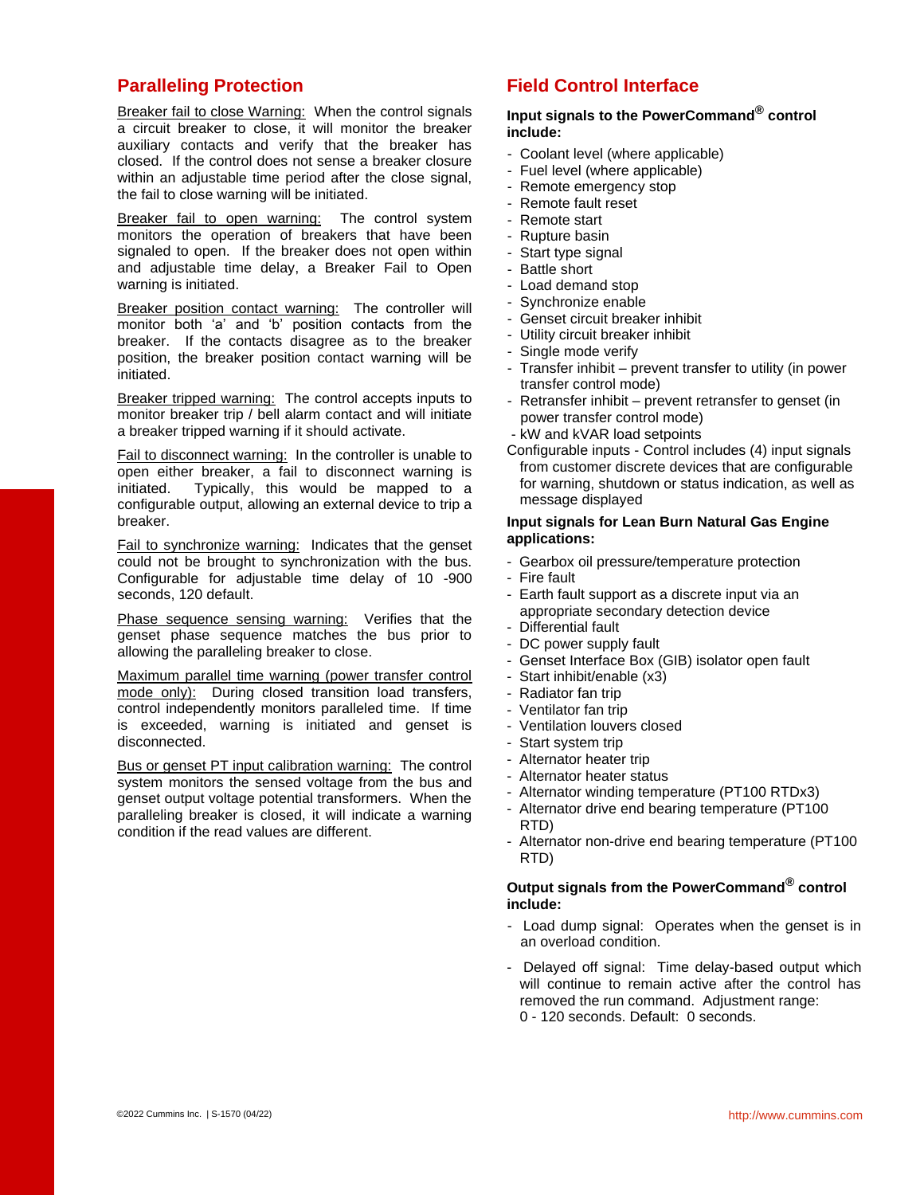## Paralleling Protection

Breaker fail to close Warning: When the control signals a circuit breaker to close, it will monitor the breaker auxiliary contacts and verify that the breaker has closed. If the control does not sense a breaker closure within an adjustable time period after the close signal, the fail to close warning will be initiated.

Breaker fail to open warning: The control system monitors the operation of breakers that have been signaled to open. If the breaker does not open within and adjustable time delay, a Breaker Fail to Open warning is initiated.

Breaker position contact warning: The controller will monitor both 'a' and 'b' position contacts from the breaker. If the contacts disagree as to the breaker position, the breaker position contact warning will be initiated.

Breaker tripped warning: The control accepts inputs to monitor breaker trip / bell alarm contact and will initiate a breaker tripped warning if it should activate.

Fail to disconnect warning: In the controller is unable to open either breaker, a fail to disconnect warning is initiated. Typically, this would be mapped to a configurable output, allowing an external device to trip a breaker.

Fail to synchronize warning: Indicates that the genset could not be brought to synchronization with the bus. Configurable for adjustable time delay of 10 -900 seconds, 120 default.

Phase sequence sensing warning: Verifies that the genset phase sequence matches the bus prior to allowing the paralleling breaker to close.

Maximum parallel time warning (power transfer control mode only): During closed transition load transfers, control independently monitors paralleled time. If time is exceeded, warning is initiated and genset is disconnected.

Bus or genset PT input calibration warning: The control system monitors the sensed voltage from the bus and genset output voltage potential transformers. When the paralleling breaker is closed, it will indicate a warning condition if the read values are different.

## Field Control Interface

**Input signals to the PowerCommand® control include:**

- Coolant level (where applicable)
- Fuel level (where applicable)
- Remote emergency stop
- Remote fault reset
- Remote start
- Rupture basin
- Start type signal
- Battle short
- Load demand stop
- Synchronize enable
- Genset circuit breaker inhibit
- Utility circuit breaker inhibit
- Single mode verify
- Transfer inhibit – prevent transfer to utility (in power transfer control mode)
- Retransfer inhibit – prevent retransfer to genset (in power transfer control mode)
- kW and kVAR load setpoints

Configurable inputs - Control includes (4) input signals from customer discrete devices that are configurable for warning, shutdown or status indication, as well as message displayed

**Input signals for Lean Burn Natural Gas Engine applications:**

- Gearbox oil pressure/temperature protection
- Fire fault
- Earth fault support as a discrete input via an appropriate secondary detection device
- Differential fault
- DC power supply fault
- Genset Interface Box (GIB) isolator open fault
- Start inhibit/enable (x3)
- Radiator fan trip
- Ventilator fan trip
- Ventilation louvers closed
- Start system trip
- Alternator heater trip
- Alternator heater status
- Alternator winding temperature (PT100 RTDx3)
- Alternator drive end bearing temperature (PT100 RTD)
- Alternator non-drive end bearing temperature (PT100 RTD)

**Output signals from the PowerCommand® control include:**

- Load dump signal: Operates when the genset is in an overload condition.
- Delayed off signal: Time delay-based output which will continue to remain active after the control has removed the run command. Adjustment range: 0 - 120 seconds. Default: 0 seconds.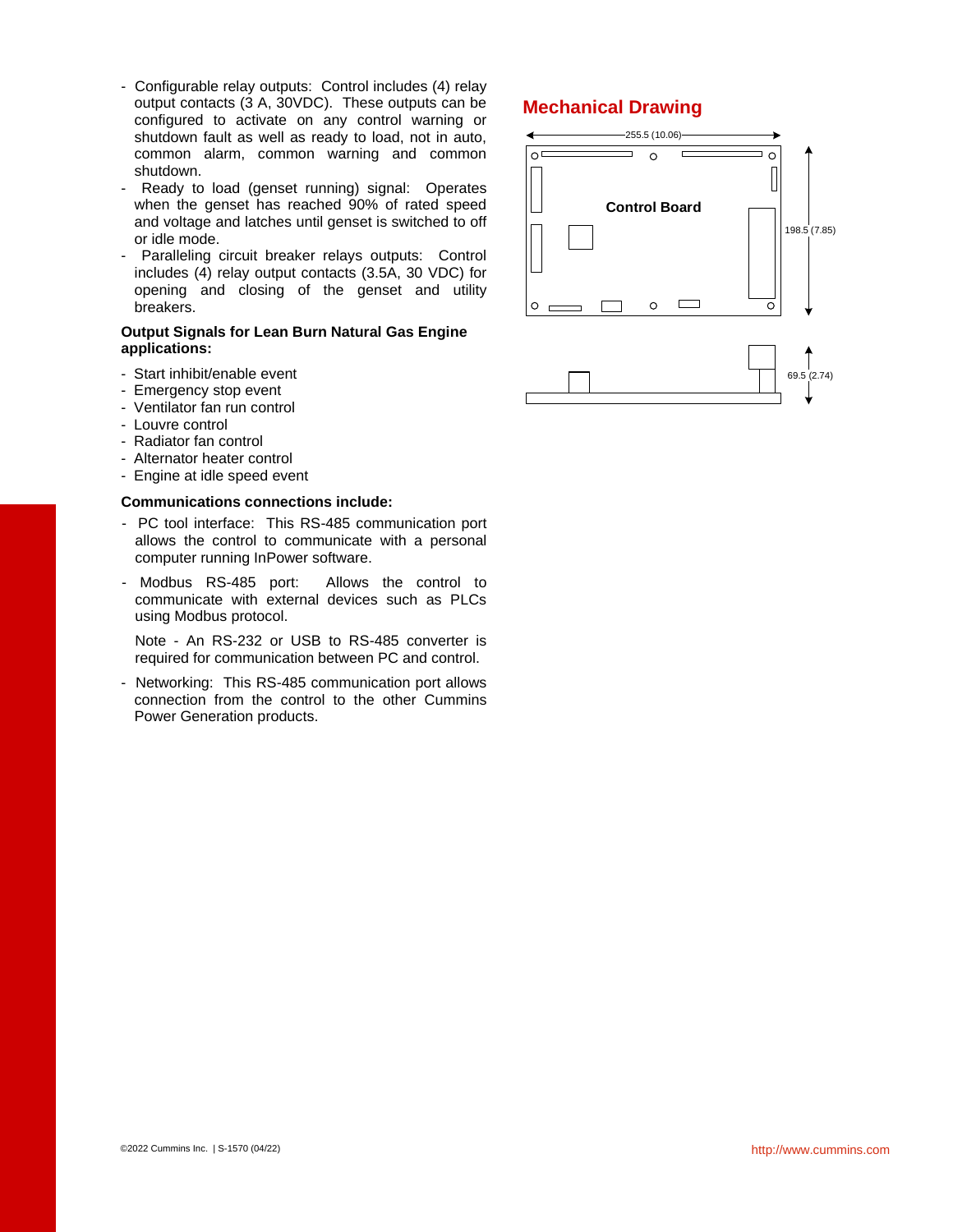- Configurable relay outputs: Control includes (4) relay output contacts (3 A, 30VDC). These outputs can be configured to activate on any control warning or shutdown fault as well as ready to load, not in auto, common alarm, common warning and common shutdown.
- Ready to load (genset running) signal: Operates when the genset has reached 90% of rated speed and voltage and latches until genset is switched to off or idle mode.
- Paralleling circuit breaker relays outputs: Control includes (4) relay output contacts (3.5A, 30 VDC) for opening and closing of the genset and utility breakers.

**Output Signals for Lean Burn Natural Gas Engine applications:**

- Start inhibit/enable event
- Emergency stop event
- Ventilator fan run control
- Louvre control
- Radiator fan control
- Alternator heater control
- Engine at idle speed event

**Communications connections include:**

- PC tool interface: This RS-485 communication port allows the control to communicate with a personal computer running InPower software.
- Modbus RS-485 port: Allows the control to communicate with external devices such as PLCs using Modbus protocol.

  Note - An RS-232 or USB to RS-485 converter is required for communication between PC and control.
- Networking: This RS-485 communication port allows connection from the control to the other Cummins Power Generation products.

## Mechanical Drawing

255.5 (10.06)

Control Board

198.5 (7.85)

69.5 (2.74)

©2022 Cummins Inc. | S-1570 (04/22)

http://www.cummins.com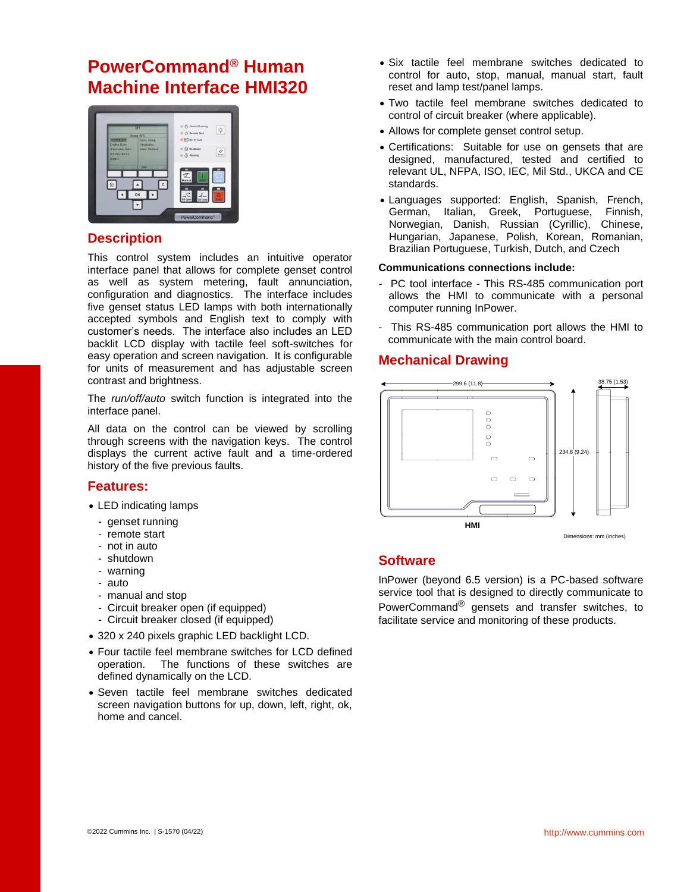# PowerCommand® Human Machine Interface HMI320

## Description

This control system includes an intuitive operator interface panel that allows for complete genset control as well as system metering, fault annunciation, configuration and diagnostics. The interface includes five genset status LED lamps with both internationally accepted symbols and English text to comply with customer's needs. The interface also includes an LED backlit LCD display with tactile feel soft-switches for easy operation and screen navigation. It is configurable for units of measurement and has adjustable screen contrast and brightness.

The *run/off/auto* switch function is integrated into the interface panel.

All data on the control can be viewed by scrolling through screens with the navigation keys. The control displays the current active fault and a time-ordered history of the five previous faults.

## Features:

- LED indicating lamps
  - genset running
  - remote start
  - not in auto
  - shutdown
  - warning
  - auto
  - manual and stop
  - Circuit breaker open (if equipped)
  - Circuit breaker closed (if equipped)
- 320 x 240 pixels graphic LED backlight LCD.
- Four tactile feel membrane switches for LCD defined operation. The functions of these switches are defined dynamically on the LCD.
- Seven tactile feel membrane switches dedicated screen navigation buttons for up, down, left, right, ok, home and cancel.
- Six tactile feel membrane switches dedicated to control for auto, stop, manual, manual start, fault reset and lamp test/panel lamps.
- Two tactile feel membrane switches dedicated to control of circuit breaker (where applicable).
- Allows for complete genset control setup.
- Certifications: Suitable for use on gensets that are designed, manufactured, tested and certified to relevant UL, NFPA, ISO, IEC, Mil Std., UKCA and CE standards.
- Languages supported: English, Spanish, French, German, Italian, Greek, Portuguese, Finnish, Norwegian, Danish, Russian (Cyrillic), Chinese, Hungarian, Japanese, Polish, Korean, Romanian, Brazilian Portuguese, Turkish, Dutch, and Czech

**Communications connections include:**

- PC tool interface - This RS-485 communication port allows the HMI to communicate with a personal computer running InPower.
- This RS-485 communication port allows the HMI to communicate with the main control board.

## Mechanical Drawing

299.6 (11.8)

234.6 (9.24)

38.75 (1.53)

HMI

Dimensions: mm (inches)

## Software

InPower (beyond 6.5 version) is a PC-based software service tool that is designed to directly communicate to PowerCommand® gensets and transfer switches, to facilitate service and monitoring of these products.

©2022 Cummins Inc. | S-1570 (04/22)

http://www.cummins.com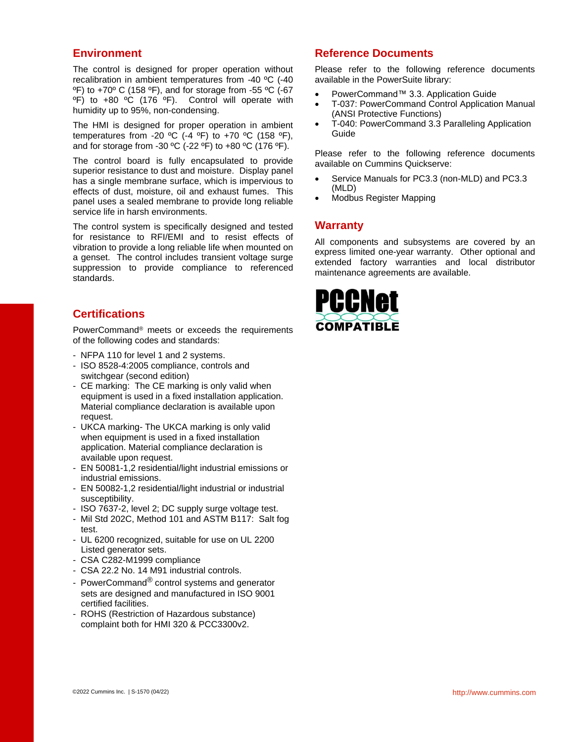## Environment

The control is designed for proper operation without recalibration in ambient temperatures from -40 ºC (-40 ºF) to +70º C (158 ºF), and for storage from -55 ºC (-67 ºF) to +80 ºC (176 ºF). Control will operate with humidity up to 95%, non-condensing.

The HMI is designed for proper operation in ambient temperatures from -20 ºC (-4 ºF) to +70 ºC (158 ºF), and for storage from -30 ºC (-22 ºF) to +80 ºC (176 ºF).

The control board is fully encapsulated to provide superior resistance to dust and moisture. Display panel has a single membrane surface, which is impervious to effects of dust, moisture, oil and exhaust fumes. This panel uses a sealed membrane to provide long reliable service life in harsh environments.

The control system is specifically designed and tested for resistance to RFI/EMI and to resist effects of vibration to provide a long reliable life when mounted on a genset. The control includes transient voltage surge suppression to provide compliance to referenced standards.

## Certifications

PowerCommand® meets or exceeds the requirements of the following codes and standards:

- NFPA 110 for level 1 and 2 systems.
- ISO 8528-4:2005 compliance, controls and switchgear (second edition)
- CE marking: The CE marking is only valid when equipment is used in a fixed installation application. Material compliance declaration is available upon request.
- UKCA marking- The UKCA marking is only valid when equipment is used in a fixed installation application. Material compliance declaration is available upon request.
- EN 50081-1,2 residential/light industrial emissions or industrial emissions.
- EN 50082-1,2 residential/light industrial or industrial susceptibility.
- ISO 7637-2, level 2; DC supply surge voltage test.
- Mil Std 202C, Method 101 and ASTM B117: Salt fog test.
- UL 6200 recognized, suitable for use on UL 2200 Listed generator sets.
- CSA C282-M1999 compliance
- CSA 22.2 No. 14 M91 industrial controls.
- PowerCommand® control systems and generator sets are designed and manufactured in ISO 9001 certified facilities.
- ROHS (Restriction of Hazardous substance) complaint both for HMI 320 & PCC3300v2.

## Reference Documents

Please refer to the following reference documents available in the PowerSuite library:

- PowerCommand™ 3.3. Application Guide
- T-037: PowerCommand Control Application Manual (ANSI Protective Functions)
- T-040: PowerCommand 3.3 Paralleling Application Guide

Please refer to the following reference documents available on Cummins Quickserve:

- Service Manuals for PC3.3 (non-MLD) and PC3.3 (MLD)
- Modbus Register Mapping

## Warranty

All components and subsystems are covered by an express limited one-year warranty. Other optional and extended factory warranties and local distributor maintenance agreements are available.

PCCNet COMPATIBLE

©2022 Cummins Inc. | S-1570 (04/22)

http://www.cummins.com